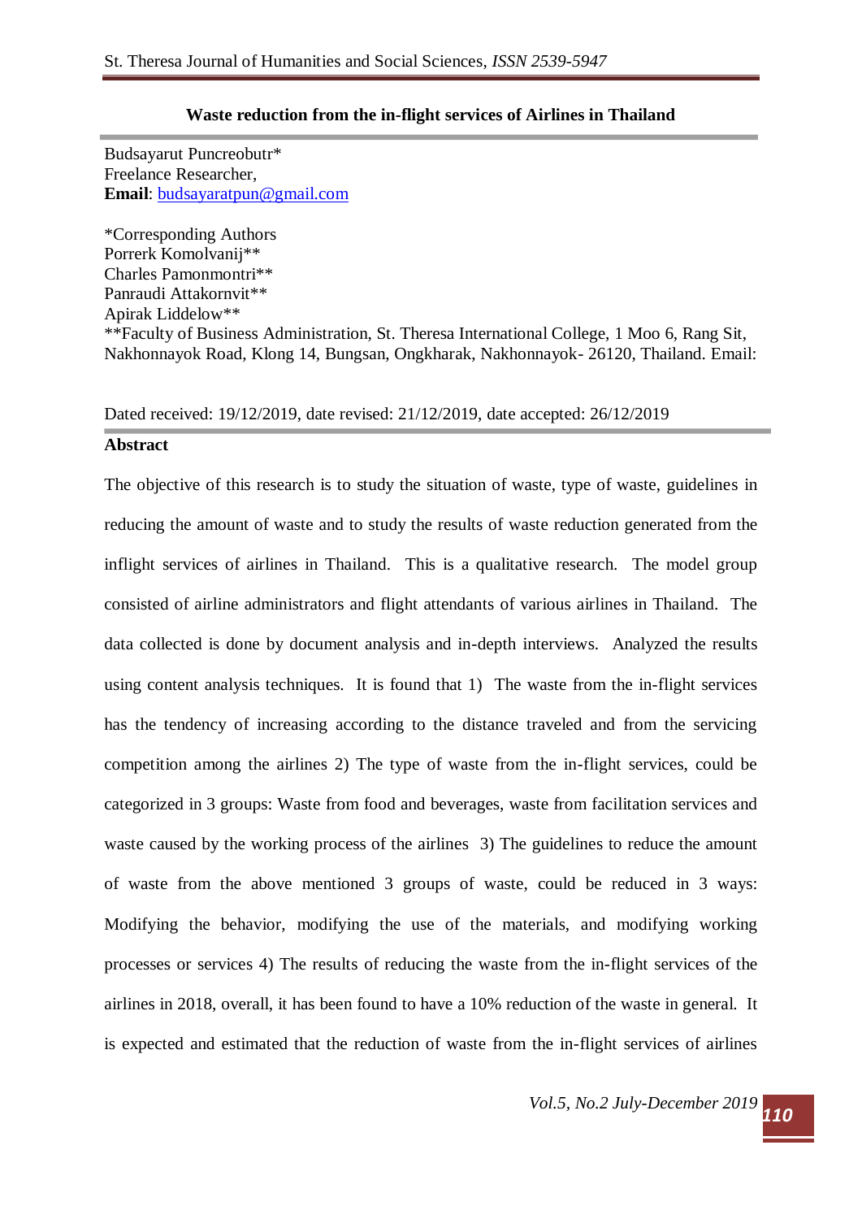# Waste reduction from the in-flight services of Airlines in Thailand

Budsayarut Puncreobutr*
Freelance Researcher,
**Email**: budsayaratpun@gmail.com

*Corresponding Authors
Porrerk Komolvanij**
Charles Pamonmontri**
Panraudi Attakornvit**
Apirak Liddelow**
**Faculty of Business Administration, St. Theresa International College, 1 Moo 6, Rang Sit, Nakhonnayok Road, Klong 14, Bungsan, Ongkharak, Nakhonnayok- 26120, Thailand. Email:

Dated received: 19/12/2019, date revised: 21/12/2019, date accepted: 26/12/2019

## Abstract

The objective of this research is to study the situation of waste, type of waste, guidelines in reducing the amount of waste and to study the results of waste reduction generated from the inflight services of airlines in Thailand. This is a qualitative research. The model group consisted of airline administrators and flight attendants of various airlines in Thailand. The data collected is done by document analysis and in-depth interviews. Analyzed the results using content analysis techniques. It is found that 1) The waste from the in-flight services has the tendency of increasing according to the distance traveled and from the servicing competition among the airlines 2) The type of waste from the in-flight services, could be categorized in 3 groups: Waste from food and beverages, waste from facilitation services and waste caused by the working process of the airlines 3) The guidelines to reduce the amount of waste from the above mentioned 3 groups of waste, could be reduced in 3 ways: Modifying the behavior, modifying the use of the materials, and modifying working processes or services 4) The results of reducing the waste from the in-flight services of the airlines in 2018, overall, it has been found to have a 10% reduction of the waste in general. It is expected and estimated that the reduction of waste from the in-flight services of airlines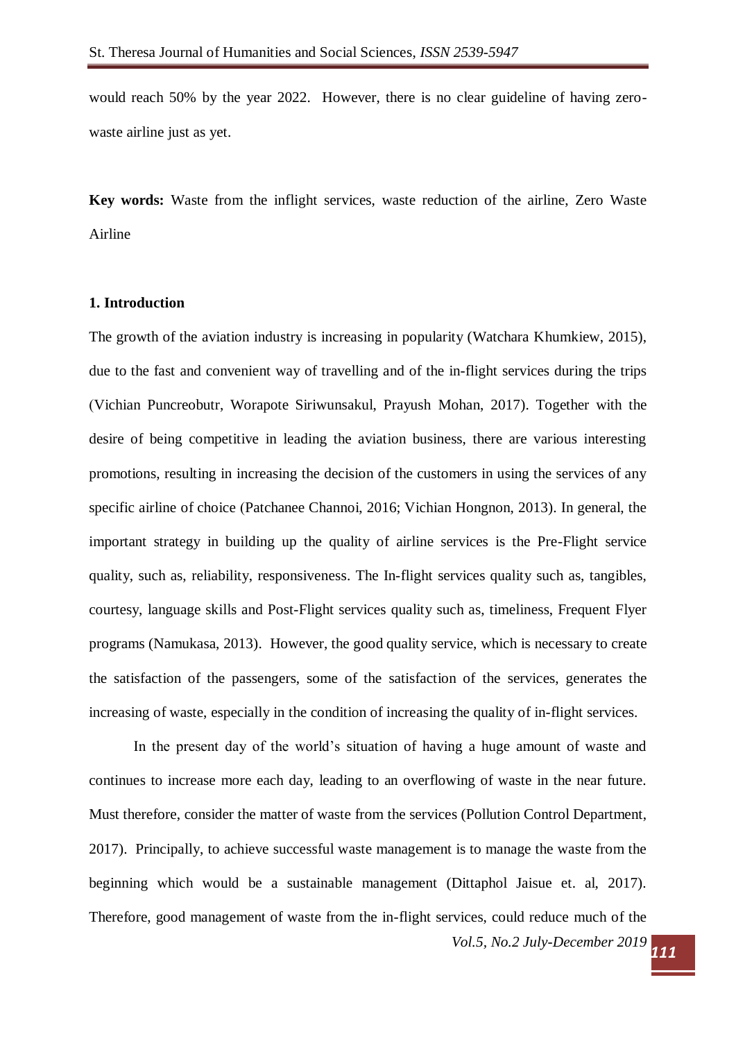would reach 50% by the year 2022. However, there is no clear guideline of having zero-waste airline just as yet.

**Key words:** Waste from the inflight services, waste reduction of the airline, Zero Waste Airline

## 1. Introduction

The growth of the aviation industry is increasing in popularity (Watchara Khumkiew, 2015), due to the fast and convenient way of travelling and of the in-flight services during the trips (Vichian Puncreobutr, Worapote Siriwunsakul, Prayush Mohan, 2017). Together with the desire of being competitive in leading the aviation business, there are various interesting promotions, resulting in increasing the decision of the customers in using the services of any specific airline of choice (Patchanee Channoi, 2016; Vichian Hongnon, 2013). In general, the important strategy in building up the quality of airline services is the Pre-Flight service quality, such as, reliability, responsiveness. The In-flight services quality such as, tangibles, courtesy, language skills and Post-Flight services quality such as, timeliness, Frequent Flyer programs (Namukasa, 2013). However, the good quality service, which is necessary to create the satisfaction of the passengers, some of the satisfaction of the services, generates the increasing of waste, especially in the condition of increasing the quality of in-flight services.

In the present day of the world's situation of having a huge amount of waste and continues to increase more each day, leading to an overflowing of waste in the near future. Must therefore, consider the matter of waste from the services (Pollution Control Department, 2017). Principally, to achieve successful waste management is to manage the waste from the beginning which would be a sustainable management (Dittaphol Jaisue et. al, 2017). Therefore, good management of waste from the in-flight services, could reduce much of the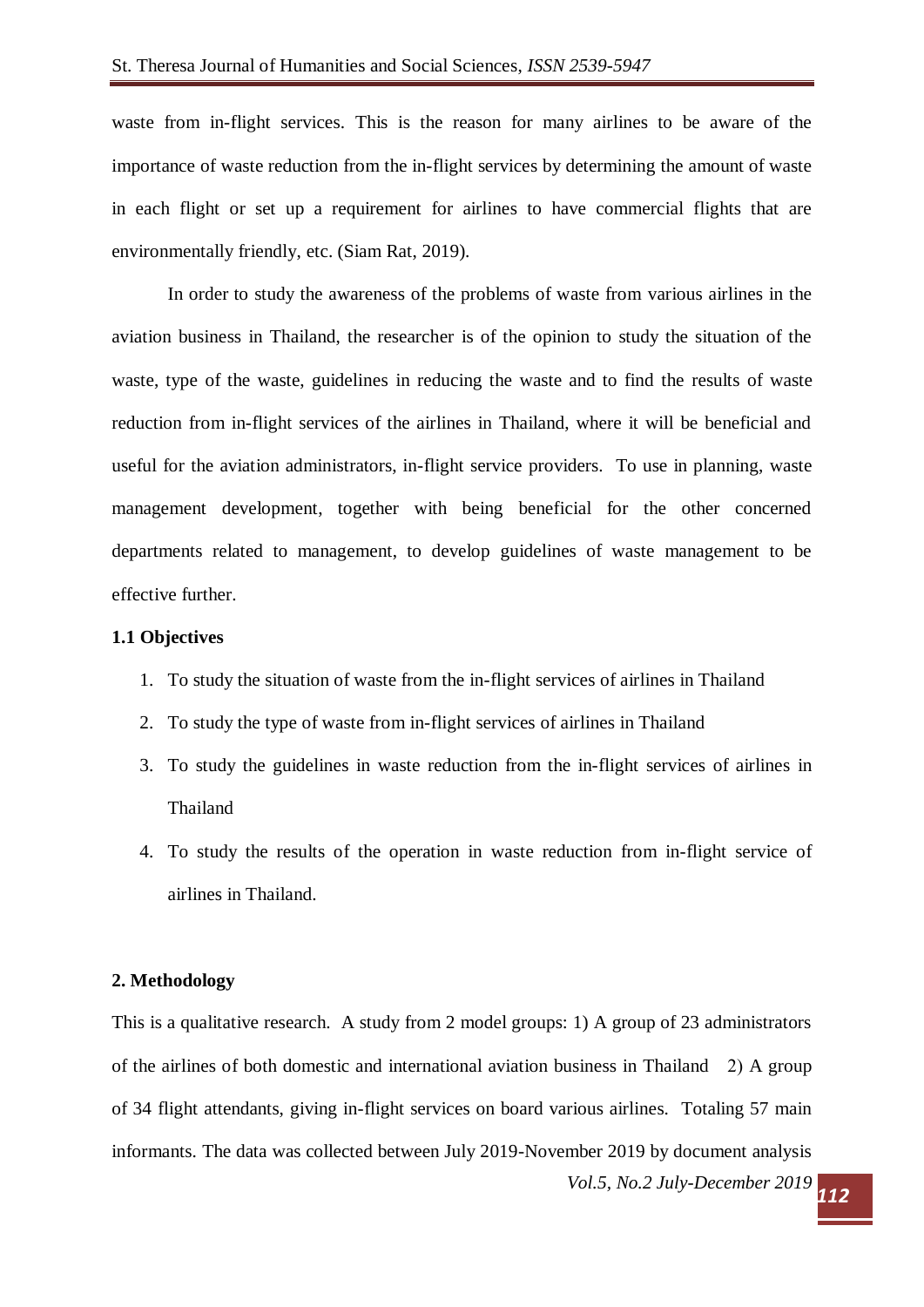waste from in-flight services. This is the reason for many airlines to be aware of the importance of waste reduction from the in-flight services by determining the amount of waste in each flight or set up a requirement for airlines to have commercial flights that are environmentally friendly, etc. (Siam Rat, 2019).

In order to study the awareness of the problems of waste from various airlines in the aviation business in Thailand, the researcher is of the opinion to study the situation of the waste, type of the waste, guidelines in reducing the waste and to find the results of waste reduction from in-flight services of the airlines in Thailand, where it will be beneficial and useful for the aviation administrators, in-flight service providers. To use in planning, waste management development, together with being beneficial for the other concerned departments related to management, to develop guidelines of waste management to be effective further.

**1.1 Objectives**

1. To study the situation of waste from the in-flight services of airlines in Thailand
2. To study the type of waste from in-flight services of airlines in Thailand
3. To study the guidelines in waste reduction from the in-flight services of airlines in Thailand
4. To study the results of the operation in waste reduction from in-flight service of airlines in Thailand.

**2. Methodology**

This is a qualitative research. A study from 2 model groups: 1) A group of 23 administrators of the airlines of both domestic and international aviation business in Thailand 2) A group of 34 flight attendants, giving in-flight services on board various airlines. Totaling 57 main informants. The data was collected between July 2019-November 2019 by document analysis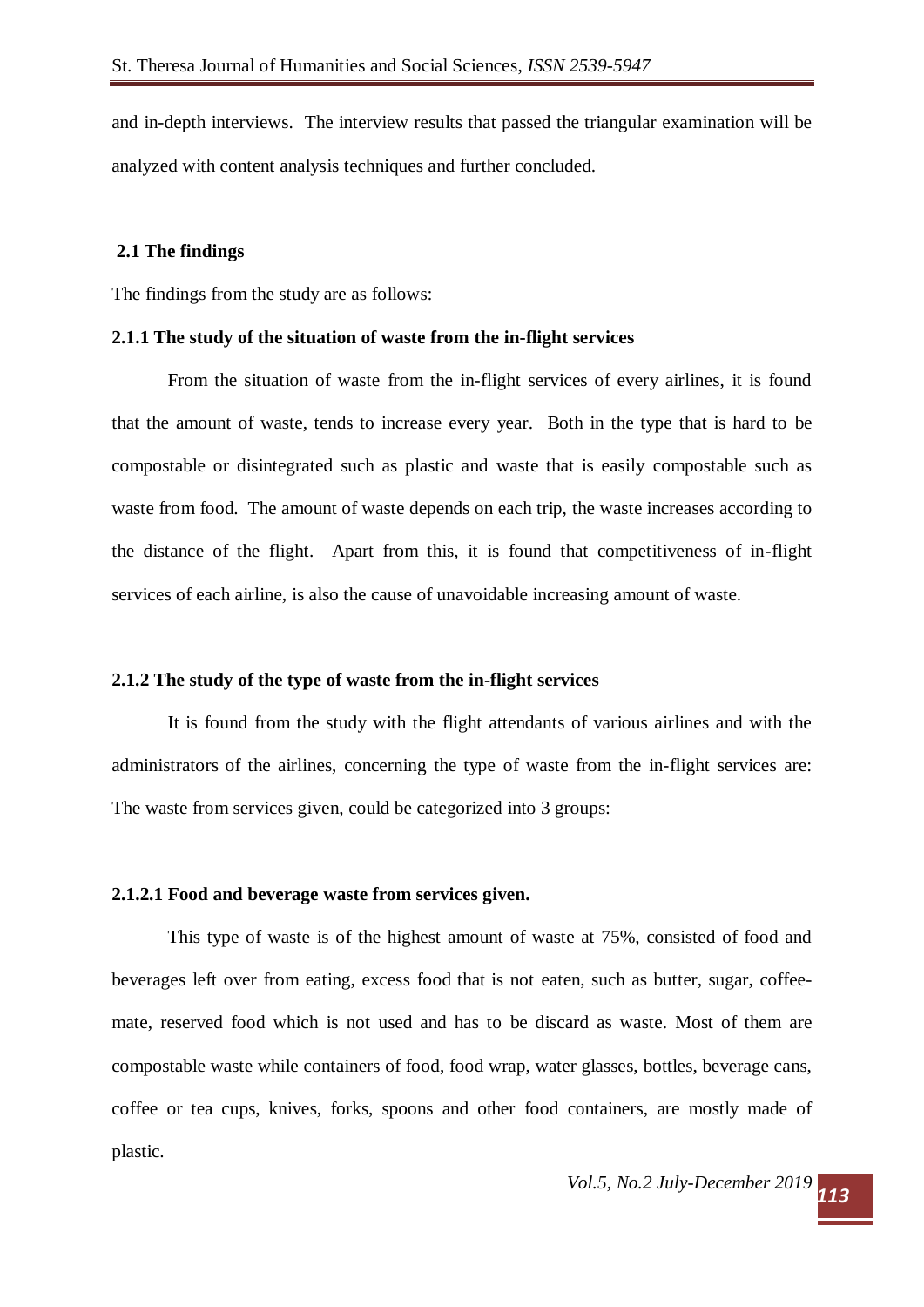and in-depth interviews. The interview results that passed the triangular examination will be analyzed with content analysis techniques and further concluded.

### 2.1 The findings

The findings from the study are as follows:

#### 2.1.1 The study of the situation of waste from the in-flight services

From the situation of waste from the in-flight services of every airlines, it is found that the amount of waste, tends to increase every year. Both in the type that is hard to be compostable or disintegrated such as plastic and waste that is easily compostable such as waste from food. The amount of waste depends on each trip, the waste increases according to the distance of the flight. Apart from this, it is found that competitiveness of in-flight services of each airline, is also the cause of unavoidable increasing amount of waste.

#### 2.1.2 The study of the type of waste from the in-flight services

It is found from the study with the flight attendants of various airlines and with the administrators of the airlines, concerning the type of waste from the in-flight services are: The waste from services given, could be categorized into 3 groups:

##### 2.1.2.1 Food and beverage waste from services given.

This type of waste is of the highest amount of waste at 75%, consisted of food and beverages left over from eating, excess food that is not eaten, such as butter, sugar, coffee-mate, reserved food which is not used and has to be discard as waste. Most of them are compostable waste while containers of food, food wrap, water glasses, bottles, beverage cans, coffee or tea cups, knives, forks, spoons and other food containers, are mostly made of plastic.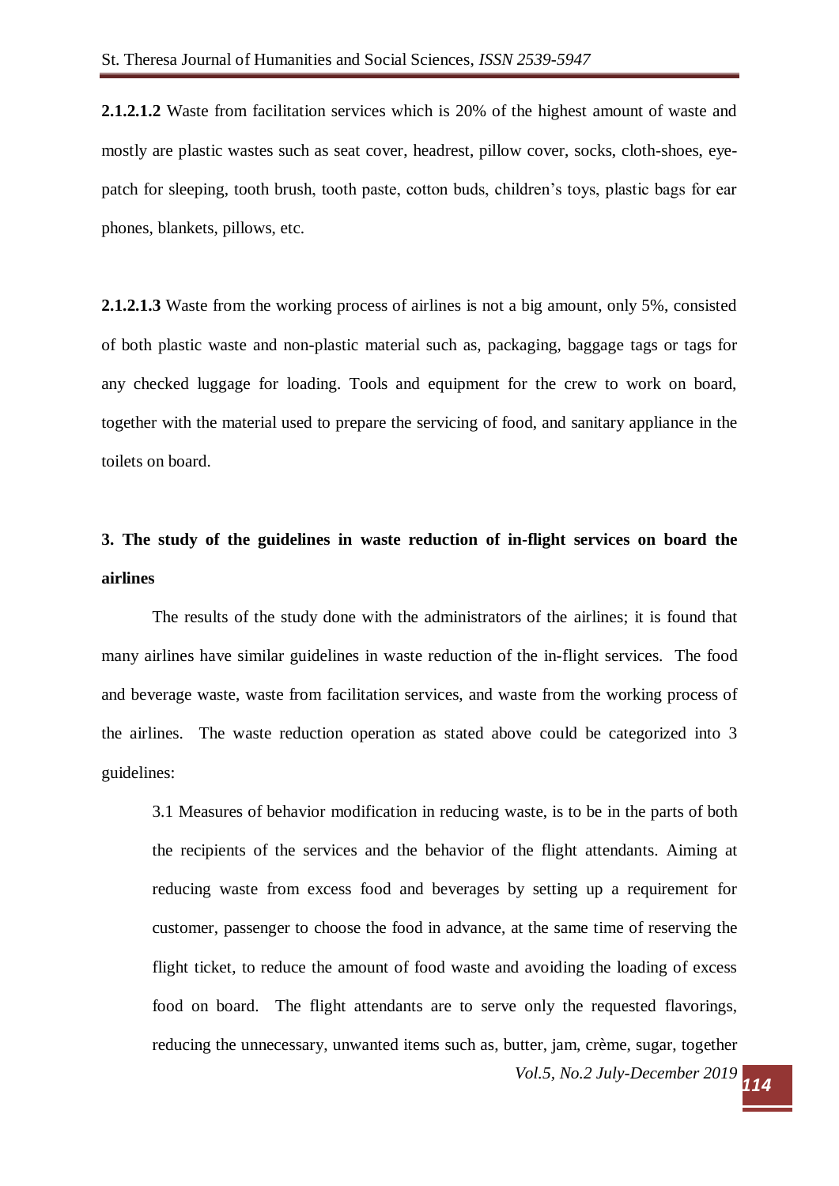**2.1.2.1.2** Waste from facilitation services which is 20% of the highest amount of waste and mostly are plastic wastes such as seat cover, headrest, pillow cover, socks, cloth-shoes, eye-patch for sleeping, tooth brush, tooth paste, cotton buds, children's toys, plastic bags for ear phones, blankets, pillows, etc.

**2.1.2.1.3** Waste from the working process of airlines is not a big amount, only 5%, consisted of both plastic waste and non-plastic material such as, packaging, baggage tags or tags for any checked luggage for loading. Tools and equipment for the crew to work on board, together with the material used to prepare the servicing of food, and sanitary appliance in the toilets on board.

## 3. The study of the guidelines in waste reduction of in-flight services on board the airlines

The results of the study done with the administrators of the airlines; it is found that many airlines have similar guidelines in waste reduction of the in-flight services. The food and beverage waste, waste from facilitation services, and waste from the working process of the airlines. The waste reduction operation as stated above could be categorized into 3 guidelines:

3.1 Measures of behavior modification in reducing waste, is to be in the parts of both the recipients of the services and the behavior of the flight attendants. Aiming at reducing waste from excess food and beverages by setting up a requirement for customer, passenger to choose the food in advance, at the same time of reserving the flight ticket, to reduce the amount of food waste and avoiding the loading of excess food on board. The flight attendants are to serve only the requested flavorings, reducing the unnecessary, unwanted items such as, butter, jam, crème, sugar, together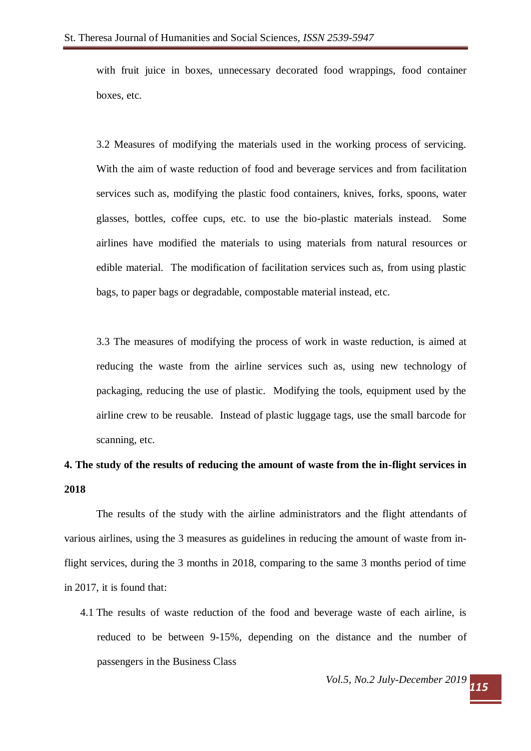with fruit juice in boxes, unnecessary decorated food wrappings, food container boxes, etc.

3.2 Measures of modifying the materials used in the working process of servicing. With the aim of waste reduction of food and beverage services and from facilitation services such as, modifying the plastic food containers, knives, forks, spoons, water glasses, bottles, coffee cups, etc. to use the bio-plastic materials instead. Some airlines have modified the materials to using materials from natural resources or edible material. The modification of facilitation services such as, from using plastic bags, to paper bags or degradable, compostable material instead, etc.

3.3 The measures of modifying the process of work in waste reduction, is aimed at reducing the waste from the airline services such as, using new technology of packaging, reducing the use of plastic. Modifying the tools, equipment used by the airline crew to be reusable. Instead of plastic luggage tags, use the small barcode for scanning, etc.

**4. The study of the results of reducing the amount of waste from the in-flight services in 2018**

The results of the study with the airline administrators and the flight attendants of various airlines, using the 3 measures as guidelines in reducing the amount of waste from in-flight services, during the 3 months in 2018, comparing to the same 3 months period of time in 2017, it is found that:

4.1 The results of waste reduction of the food and beverage waste of each airline, is reduced to be between 9-15%, depending on the distance and the number of passengers in the Business Class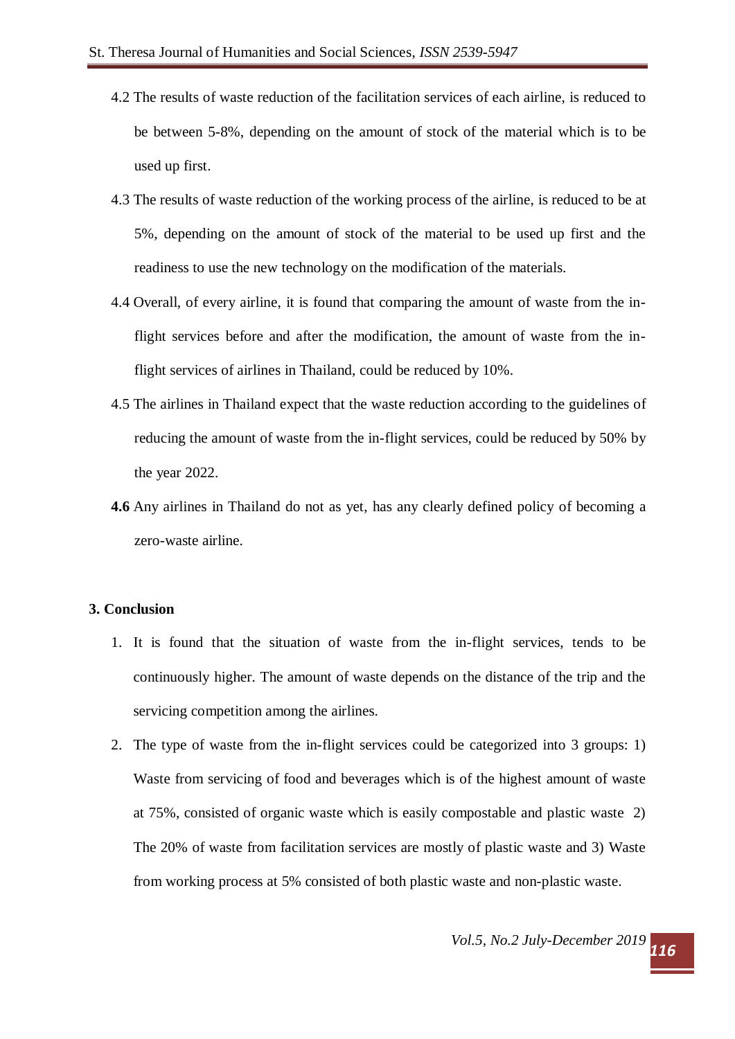4.2 The results of waste reduction of the facilitation services of each airline, is reduced to be between 5-8%, depending on the amount of stock of the material which is to be used up first.

4.3 The results of waste reduction of the working process of the airline, is reduced to be at 5%, depending on the amount of stock of the material to be used up first and the readiness to use the new technology on the modification of the materials.

4.4 Overall, of every airline, it is found that comparing the amount of waste from the in-flight services before and after the modification, the amount of waste from the in-flight services of airlines in Thailand, could be reduced by 10%.

4.5 The airlines in Thailand expect that the waste reduction according to the guidelines of reducing the amount of waste from the in-flight services, could be reduced by 50% by the year 2022.

**4.6** Any airlines in Thailand do not as yet, has any clearly defined policy of becoming a zero-waste airline.

## 3. Conclusion

1. It is found that the situation of waste from the in-flight services, tends to be continuously higher. The amount of waste depends on the distance of the trip and the servicing competition among the airlines.
2. The type of waste from the in-flight services could be categorized into 3 groups: 1) Waste from servicing of food and beverages which is of the highest amount of waste at 75%, consisted of organic waste which is easily compostable and plastic waste 2) The 20% of waste from facilitation services are mostly of plastic waste and 3) Waste from working process at 5% consisted of both plastic waste and non-plastic waste.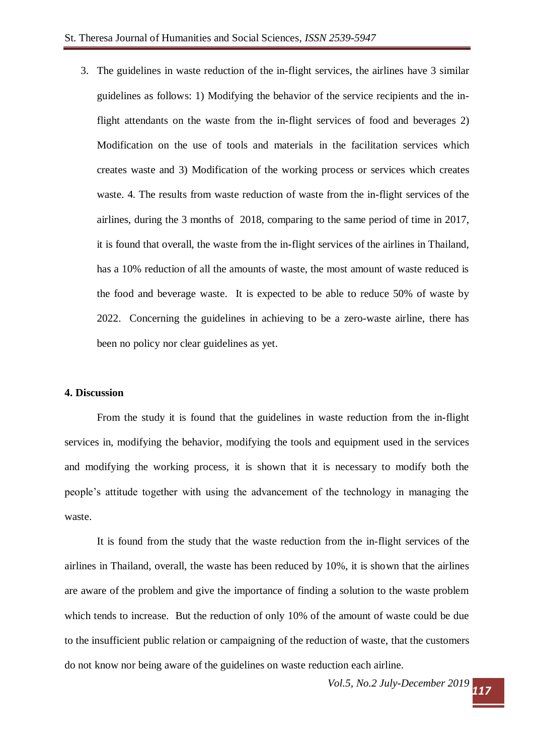3. The guidelines in waste reduction of the in-flight services, the airlines have 3 similar guidelines as follows: 1) Modifying the behavior of the service recipients and the in-flight attendants on the waste from the in-flight services of food and beverages 2) Modification on the use of tools and materials in the facilitation services which creates waste and 3) Modification of the working process or services which creates waste. 4. The results from waste reduction of waste from the in-flight services of the airlines, during the 3 months of 2018, comparing to the same period of time in 2017, it is found that overall, the waste from the in-flight services of the airlines in Thailand, has a 10% reduction of all the amounts of waste, the most amount of waste reduced is the food and beverage waste. It is expected to be able to reduce 50% of waste by 2022. Concerning the guidelines in achieving to be a zero-waste airline, there has been no policy nor clear guidelines as yet.

## 4. Discussion

From the study it is found that the guidelines in waste reduction from the in-flight services in, modifying the behavior, modifying the tools and equipment used in the services and modifying the working process, it is shown that it is necessary to modify both the people's attitude together with using the advancement of the technology in managing the waste.

It is found from the study that the waste reduction from the in-flight services of the airlines in Thailand, overall, the waste has been reduced by 10%, it is shown that the airlines are aware of the problem and give the importance of finding a solution to the waste problem which tends to increase. But the reduction of only 10% of the amount of waste could be due to the insufficient public relation or campaigning of the reduction of waste, that the customers do not know nor being aware of the guidelines on waste reduction each airline.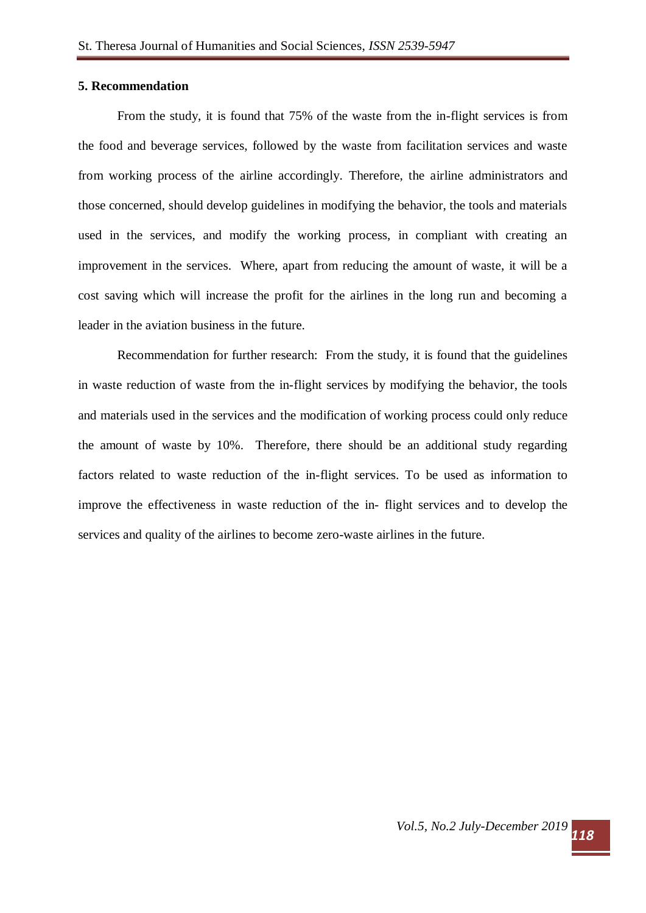## 5. Recommendation

From the study, it is found that 75% of the waste from the in-flight services is from the food and beverage services, followed by the waste from facilitation services and waste from working process of the airline accordingly. Therefore, the airline administrators and those concerned, should develop guidelines in modifying the behavior, the tools and materials used in the services, and modify the working process, in compliant with creating an improvement in the services. Where, apart from reducing the amount of waste, it will be a cost saving which will increase the profit for the airlines in the long run and becoming a leader in the aviation business in the future.

Recommendation for further research: From the study, it is found that the guidelines in waste reduction of waste from the in-flight services by modifying the behavior, the tools and materials used in the services and the modification of working process could only reduce the amount of waste by 10%. Therefore, there should be an additional study regarding factors related to waste reduction of the in-flight services. To be used as information to improve the effectiveness in waste reduction of the in- flight services and to develop the services and quality of the airlines to become zero-waste airlines in the future.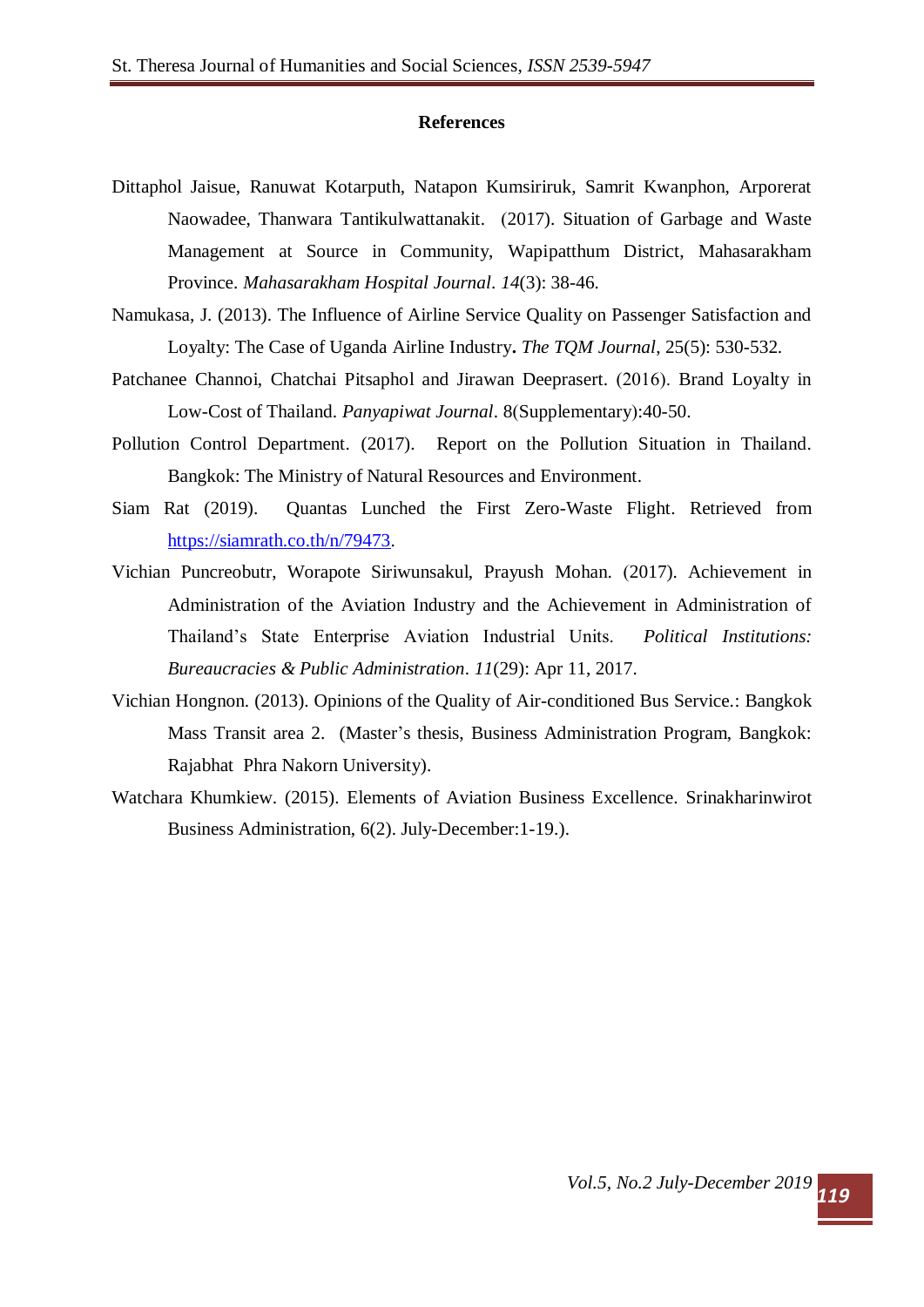## References

Dittaphol Jaisue, Ranuwat Kotarputh, Natapon Kumsiriruk, Samrit Kwanphon, Arporerat Naowadee, Thanwara Tantikulwattanakit. (2017). Situation of Garbage and Waste Management at Source in Community, Wapipatthum District, Mahasarakham Province. *Mahasarakham Hospital Journal*. *14*(3): 38-46.

Namukasa, J. (2013). The Influence of Airline Service Quality on Passenger Satisfaction and Loyalty: The Case of Uganda Airline Industry**.** *The TQM Journal*, 25(5): 530-532.

Patchanee Channoi, Chatchai Pitsaphol and Jirawan Deeprasert. (2016). Brand Loyalty in Low-Cost of Thailand. *Panyapiwat Journal*. 8(Supplementary):40-50.

Pollution Control Department. (2017). Report on the Pollution Situation in Thailand. Bangkok: The Ministry of Natural Resources and Environment.

Siam Rat (2019). Quantas Lunched the First Zero-Waste Flight. Retrieved from https://siamrath.co.th/n/79473.

Vichian Puncreobutr, Worapote Siriwunsakul, Prayush Mohan. (2017). Achievement in Administration of the Aviation Industry and the Achievement in Administration of Thailand's State Enterprise Aviation Industrial Units. *Political Institutions: Bureaucracies & Public Administration*. *11*(29): Apr 11, 2017.

Vichian Hongnon. (2013). Opinions of the Quality of Air-conditioned Bus Service.: Bangkok Mass Transit area 2. (Master's thesis, Business Administration Program, Bangkok: Rajabhat Phra Nakorn University).

Watchara Khumkiew. (2015). Elements of Aviation Business Excellence. Srinakharinwirot Business Administration, 6(2). July-December:1-19.).